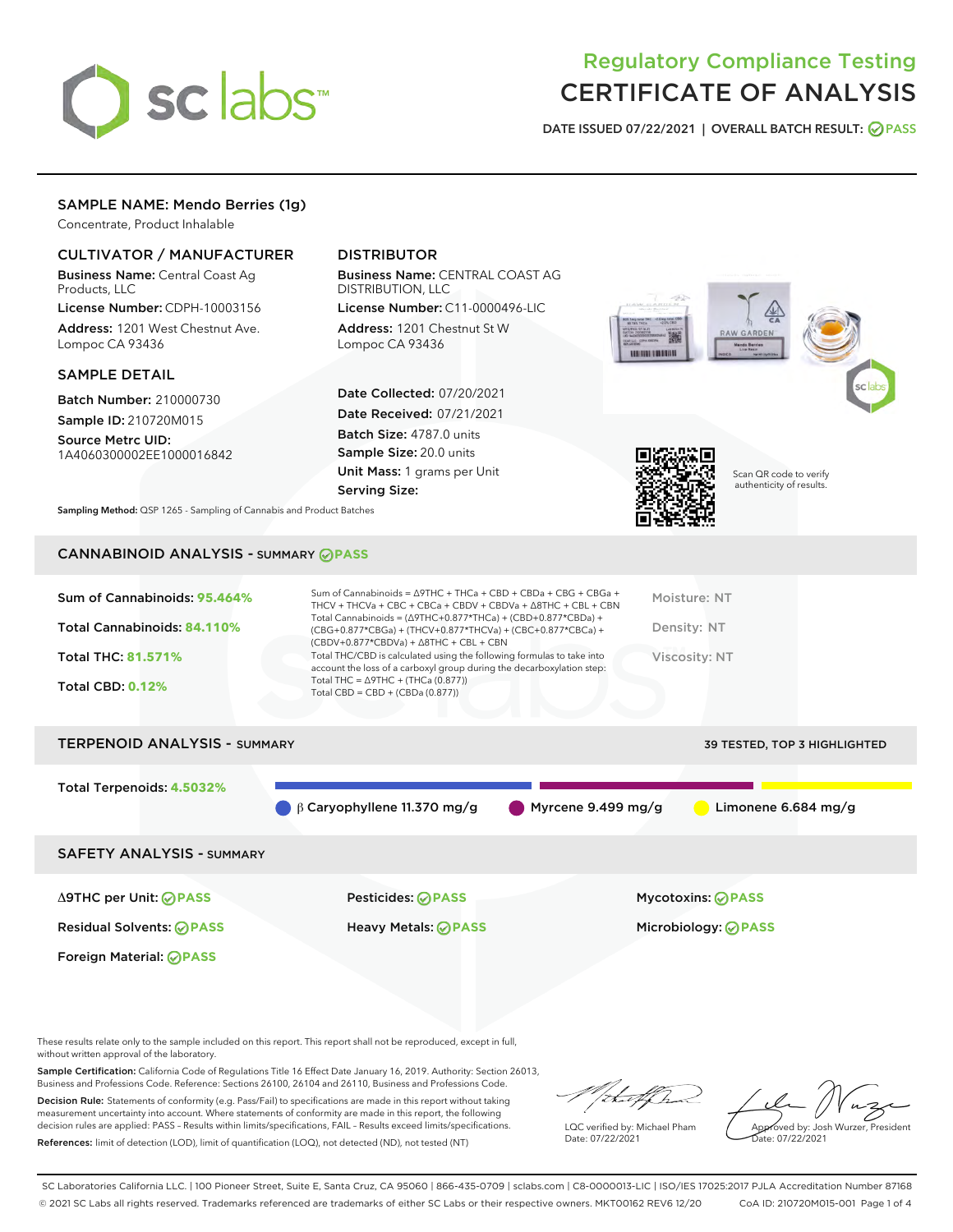# Regulatory Compliance Testing
# CERTIFICATE OF ANALYSIS

DATE ISSUED 07/22/2021 | OVERALL BATCH RESULT: PASS

## SAMPLE NAME: Mendo Berries (1g)

Concentrate, Product Inhalable

### CULTIVATOR / MANUFACTURER

**Business Name:** Central Coast Ag Products, LLC

**License Number:** CDPH-10003156

**Address:** 1201 West Chestnut Ave. Lompoc CA 93436

### DISTRIBUTOR

**Business Name:** CENTRAL COAST AG DISTRIBUTION, LLC

**License Number:** C11-0000496-LIC

**Address:** 1201 Chestnut St W Lompoc CA 93436

### SAMPLE DETAIL

**Batch Number:** 210000730

**Sample ID:** 210720M015

**Source Metrc UID:** 1A4060300002EE1000016842

**Date Collected:** 07/20/2021

**Date Received:** 07/21/2021

**Batch Size:** 4787.0 units

**Sample Size:** 20.0 units

**Unit Mass:** 1 grams per Unit

**Serving Size:**

Scan QR code to verify authenticity of results.

**Sampling Method:** QSP 1265 - Sampling of Cannabis and Product Batches

## CANNABINOID ANALYSIS - SUMMARY PASS

**Sum of Cannabinoids:** 95.464%

**Total Cannabinoids:** 84.110%

**Total THC:** 81.571%

**Total CBD:** 0.12%

Sum of Cannabinoids = Δ9THC + THCa + CBD + CBDa + CBG + CBGa + THCV + THCVa + CBC + CBCa + CBDV + CBDVa + Δ8THC + CBL + CBN

Total Cannabinoids = (Δ9THC+0.877*THCa) + (CBD+0.877*CBDa) + (CBG+0.877*CBGa) + (THCV+0.877*THCVa) + (CBC+0.877*CBCa) + (CBDV+0.877*CBDVa) + Δ8THC + CBL + CBN

Total THC/CBD is calculated using the following formulas to take into account the loss of a carboxyl group during the decarboxylation step:
Total THC = Δ9THC + (THCa (0.877))
Total CBD = CBD + (CBDa (0.877))

Moisture: NT

Density: NT

Viscosity: NT

## TERPENOID ANALYSIS - SUMMARY

39 TESTED, TOP 3 HIGHLIGHTED

**Total Terpenoids:** 4.5032%

β Caryophyllene 11.370 mg/g | Myrcene 9.499 mg/g | Limonene 6.684 mg/g

## SAFETY ANALYSIS - SUMMARY

| | | |
|---|---|---|
| Δ9THC per Unit: PASS | Pesticides: PASS | Mycotoxins: PASS |
| Residual Solvents: PASS | Heavy Metals: PASS | Microbiology: PASS |
| Foreign Material: PASS | | |

These results relate only to the sample included on this report. This report shall not be reproduced, except in full, without written approval of the laboratory.

**Sample Certification:** California Code of Regulations Title 16 Effect Date January 16, 2019. Authority: Section 26013, Business and Professions Code. Reference: Sections 26100, 26104 and 26110, Business and Professions Code.

**Decision Rule:** Statements of conformity (e.g. Pass/Fail) to specifications are made in this report without taking measurement uncertainty into account. Where statements of conformity are made in this report, the following decision rules are applied: PASS - Results within limits/specifications, FAIL - Results exceed limits/specifications.

**References:** limit of detection (LOD), limit of quantification (LOQ), not detected (ND), not tested (NT)

LQC verified by: Michael Pham
Date: 07/22/2021

Approved by: Josh Wurzer, President
Date: 07/22/2021

SC Laboratories California LLC. | 100 Pioneer Street, Suite E, Santa Cruz, CA 95060 | 866-435-0709 | sclabs.com | C8-0000013-LIC | ISO/IES 17025:2017 PJLA Accreditation Number 87168
© 2021 SC Labs all rights reserved. Trademarks referenced are trademarks of either SC Labs or their respective owners. MKT00162 REV6 12/20 CoA ID: 210720M015-001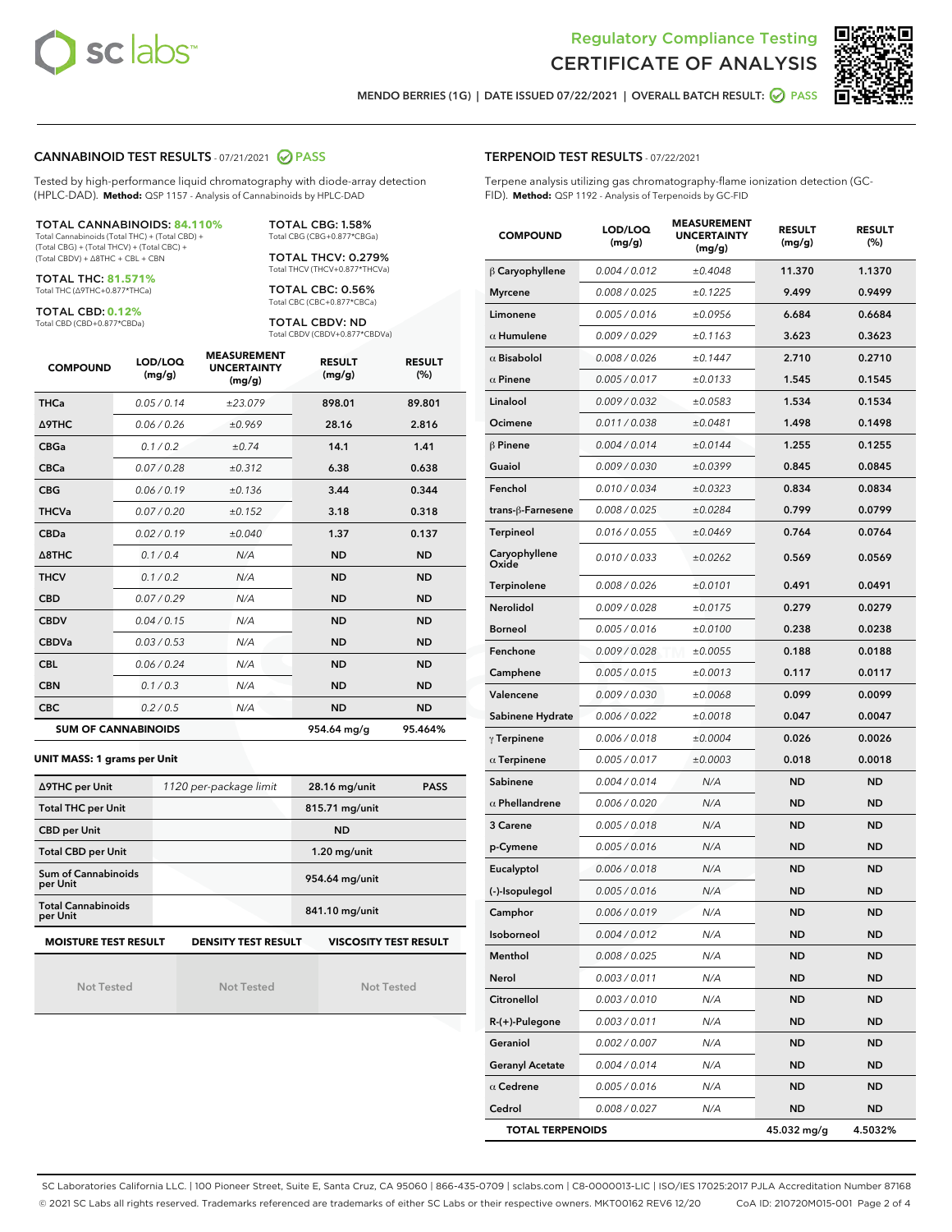Regulatory Compliance Testing
# CERTIFICATE OF ANALYSIS

MENDO BERRIES (1G) | DATE ISSUED 07/22/2021 | OVERALL BATCH RESULT: PASS

## CANNABINOID TEST RESULTS - 07/21/2021 PASS

Tested by high-performance liquid chromatography with diode-array detection (HPLC-DAD). **Method:** QSP 1157 - Analysis of Cannabinoids by HPLC-DAD

**TOTAL CANNABINOIDS: 84.110%**
Total Cannabinoids (Total THC) + (Total CBD) + (Total CBG) + (Total THCV) + (Total CBC) + (Total CBDV) + Δ8THC + CBL + CBN

**TOTAL THC: 81.571%**
Total THC (Δ9THC+0.877*THCa)

**TOTAL CBD: 0.12%**
Total CBD (CBD+0.877*CBDa)

**TOTAL CBG: 1.58%**
Total CBG (CBG+0.877*CBGa)

**TOTAL THCV: 0.279%**
Total THCV (THCV+0.877*THCVa)

**TOTAL CBC: 0.56%**
Total CBC (CBC+0.877*CBCa)

**TOTAL CBDV: ND**
Total CBDV (CBDV+0.877*CBDVa)

| COMPOUND | LOD/LOQ (mg/g) | MEASUREMENT UNCERTAINTY (mg/g) | RESULT (mg/g) | RESULT (%) |
|---|---|---|---|---|
| THCa | 0.05 / 0.14 | ±23.079 | 898.01 | 89.801 |
| Δ9THC | 0.06 / 0.26 | ±0.969 | 28.16 | 2.816 |
| CBGa | 0.1 / 0.2 | ±0.74 | 14.1 | 1.41 |
| CBCa | 0.07 / 0.28 | ±0.312 | 6.38 | 0.638 |
| CBG | 0.06 / 0.19 | ±0.136 | 3.44 | 0.344 |
| THCVa | 0.07 / 0.20 | ±0.152 | 3.18 | 0.318 |
| CBDa | 0.02 / 0.19 | ±0.040 | 1.37 | 0.137 |
| Δ8THC | 0.1 / 0.4 | N/A | ND | ND |
| THCV | 0.1 / 0.2 | N/A | ND | ND |
| CBD | 0.07 / 0.29 | N/A | ND | ND |
| CBDV | 0.04 / 0.15 | N/A | ND | ND |
| CBDVa | 0.03 / 0.53 | N/A | ND | ND |
| CBL | 0.06 / 0.24 | N/A | ND | ND |
| CBN | 0.1 / 0.3 | N/A | ND | ND |
| CBC | 0.2 / 0.5 | N/A | ND | ND |
| **SUM OF CANNABINOIDS** | | | **954.64 mg/g** | **95.464%** |

**UNIT MASS: 1 grams per Unit**

| | | | |
|---|---|---|---|
| Δ9THC per Unit | 1120 per-package limit | 28.16 mg/unit | PASS |
| Total THC per Unit | | 815.71 mg/unit | |
| CBD per Unit | | ND | |
| Total CBD per Unit | | 1.20 mg/unit | |
| Sum of Cannabinoids per Unit | | 954.64 mg/unit | |
| Total Cannabinoids per Unit | | 841.10 mg/unit | |

| MOISTURE TEST RESULT | DENSITY TEST RESULT | VISCOSITY TEST RESULT |
|---|---|---|
| Not Tested | Not Tested | Not Tested |

## TERPENOID TEST RESULTS - 07/22/2021

Terpene analysis utilizing gas chromatography-flame ionization detection (GC-FID). **Method:** QSP 1192 - Analysis of Terpenoids by GC-FID

| COMPOUND | LOD/LOQ (mg/g) | MEASUREMENT UNCERTAINTY (mg/g) | RESULT (mg/g) | RESULT (%) |
|---|---|---|---|---|
| β Caryophyllene | 0.004 / 0.012 | ±0.4048 | 11.370 | 1.1370 |
| Myrcene | 0.008 / 0.025 | ±0.1225 | 9.499 | 0.9499 |
| Limonene | 0.005 / 0.016 | ±0.0956 | 6.684 | 0.6684 |
| α Humulene | 0.009 / 0.029 | ±0.1163 | 3.623 | 0.3623 |
| α Bisabolol | 0.008 / 0.026 | ±0.1447 | 2.710 | 0.2710 |
| α Pinene | 0.005 / 0.017 | ±0.0133 | 1.545 | 0.1545 |
| Linalool | 0.009 / 0.032 | ±0.0583 | 1.534 | 0.1534 |
| Ocimene | 0.011 / 0.038 | ±0.0481 | 1.498 | 0.1498 |
| β Pinene | 0.004 / 0.014 | ±0.0144 | 1.255 | 0.1255 |
| Guaiol | 0.009 / 0.030 | ±0.0399 | 0.845 | 0.0845 |
| Fenchol | 0.010 / 0.034 | ±0.0323 | 0.834 | 0.0834 |
| trans-β-Farnesene | 0.008 / 0.025 | ±0.0284 | 0.799 | 0.0799 |
| Terpineol | 0.016 / 0.055 | ±0.0469 | 0.764 | 0.0764 |
| Caryophyllene Oxide | 0.010 / 0.033 | ±0.0262 | 0.569 | 0.0569 |
| Terpinolene | 0.008 / 0.026 | ±0.0101 | 0.491 | 0.0491 |
| Nerolidol | 0.009 / 0.028 | ±0.0175 | 0.279 | 0.0279 |
| Borneol | 0.005 / 0.016 | ±0.0100 | 0.238 | 0.0238 |
| Fenchone | 0.009 / 0.028 | ±0.0055 | 0.188 | 0.0188 |
| Camphene | 0.005 / 0.015 | ±0.0013 | 0.117 | 0.0117 |
| Valencene | 0.009 / 0.030 | ±0.0068 | 0.099 | 0.0099 |
| Sabinene Hydrate | 0.006 / 0.022 | ±0.0018 | 0.047 | 0.0047 |
| γ Terpinene | 0.006 / 0.018 | ±0.0004 | 0.026 | 0.0026 |
| α Terpinene | 0.005 / 0.017 | ±0.0003 | 0.018 | 0.0018 |
| Sabinene | 0.004 / 0.014 | N/A | ND | ND |
| α Phellandrene | 0.006 / 0.020 | N/A | ND | ND |
| 3 Carene | 0.005 / 0.018 | N/A | ND | ND |
| p-Cymene | 0.005 / 0.016 | N/A | ND | ND |
| Eucalyptol | 0.006 / 0.018 | N/A | ND | ND |
| (-)-Isopulegol | 0.005 / 0.016 | N/A | ND | ND |
| Camphor | 0.006 / 0.019 | N/A | ND | ND |
| Isoborneol | 0.004 / 0.012 | N/A | ND | ND |
| Menthol | 0.008 / 0.025 | N/A | ND | ND |
| Nerol | 0.003 / 0.011 | N/A | ND | ND |
| Citronellol | 0.003 / 0.010 | N/A | ND | ND |
| R-(+)-Pulegone | 0.003 / 0.011 | N/A | ND | ND |
| Geraniol | 0.002 / 0.007 | N/A | ND | ND |
| Geranyl Acetate | 0.004 / 0.014 | N/A | ND | ND |
| α Cedrene | 0.005 / 0.016 | N/A | ND | ND |
| Cedrol | 0.008 / 0.027 | N/A | ND | ND |
| **TOTAL TERPENOIDS** | | | **45.032 mg/g** | **4.5032%** |

SC Laboratories California LLC. | 100 Pioneer Street, Suite E, Santa Cruz, CA 95060 | 866-435-0709 | sclabs.com | C8-0000013-LIC | ISO/IES 17025:2017 PJLA Accreditation Number 87168
© 2021 SC Labs all rights reserved. Trademarks referenced are trademarks of either SC Labs or their respective owners. MKT00162 REV6 12/20 CoA ID: 210720M015-001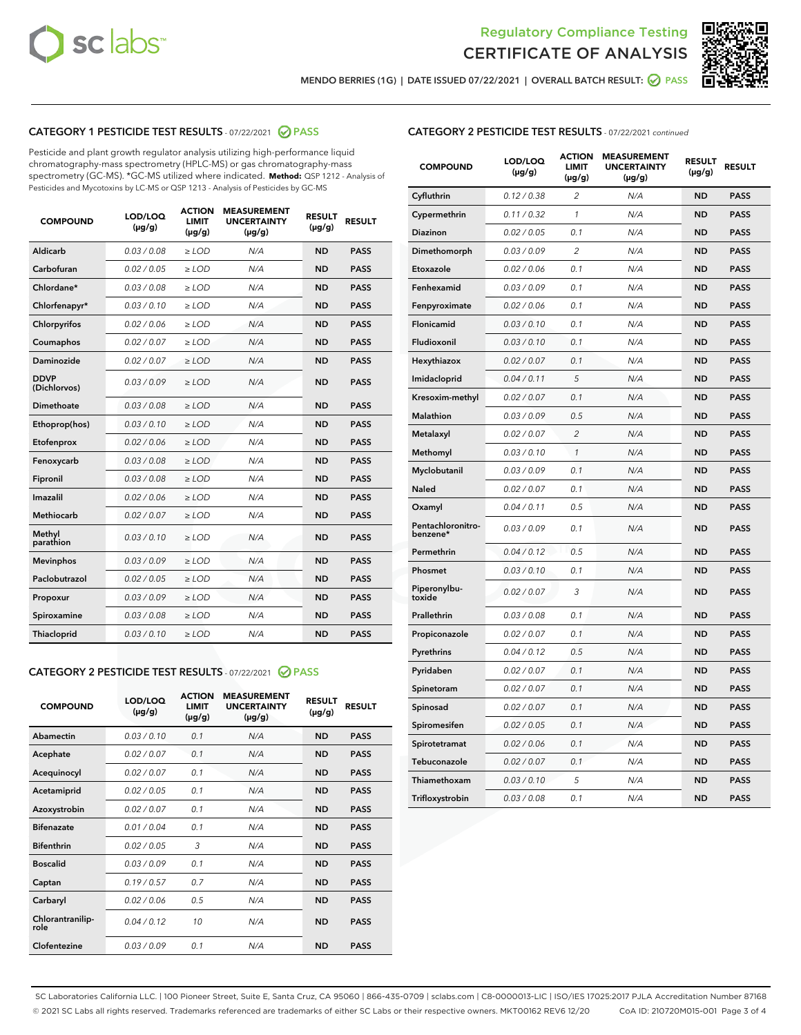Regulatory Compliance Testing

# CERTIFICATE OF ANALYSIS

MENDO BERRIES (1G) | DATE ISSUED 07/22/2021 | OVERALL BATCH RESULT: PASS

## CATEGORY 1 PESTICIDE TEST RESULTS - 07/22/2021 PASS

Pesticide and plant growth regulator analysis utilizing high-performance liquid chromatography-mass spectrometry (HPLC-MS) or gas chromatography-mass spectrometry (GC-MS). *GC-MS utilized where indicated. **Method:** QSP 1212 - Analysis of Pesticides and Mycotoxins by LC-MS or QSP 1213 - Analysis of Pesticides by GC-MS

| COMPOUND | LOD/LOQ (µg/g) | ACTION LIMIT (µg/g) | MEASUREMENT UNCERTAINTY (µg/g) | RESULT (µg/g) | RESULT |
|---|---|---|---|---|---|
| Aldicarb | 0.03 / 0.08 | ≥ LOD | N/A | ND | PASS |
| Carbofuran | 0.02 / 0.05 | ≥ LOD | N/A | ND | PASS |
| Chlordane* | 0.03 / 0.08 | ≥ LOD | N/A | ND | PASS |
| Chlorfenapyr* | 0.03 / 0.10 | ≥ LOD | N/A | ND | PASS |
| Chlorpyrifos | 0.02 / 0.06 | ≥ LOD | N/A | ND | PASS |
| Coumaphos | 0.02 / 0.07 | ≥ LOD | N/A | ND | PASS |
| Daminozide | 0.02 / 0.07 | ≥ LOD | N/A | ND | PASS |
| DDVP (Dichlorvos) | 0.03 / 0.09 | ≥ LOD | N/A | ND | PASS |
| Dimethoate | 0.03 / 0.08 | ≥ LOD | N/A | ND | PASS |
| Ethoprop(hos) | 0.03 / 0.10 | ≥ LOD | N/A | ND | PASS |
| Etofenprox | 0.02 / 0.06 | ≥ LOD | N/A | ND | PASS |
| Fenoxycarb | 0.03 / 0.08 | ≥ LOD | N/A | ND | PASS |
| Fipronil | 0.03 / 0.08 | ≥ LOD | N/A | ND | PASS |
| Imazalil | 0.02 / 0.06 | ≥ LOD | N/A | ND | PASS |
| Methiocarb | 0.02 / 0.07 | ≥ LOD | N/A | ND | PASS |
| Methyl parathion | 0.03 / 0.10 | ≥ LOD | N/A | ND | PASS |
| Mevinphos | 0.03 / 0.09 | ≥ LOD | N/A | ND | PASS |
| Paclobutrazol | 0.02 / 0.05 | ≥ LOD | N/A | ND | PASS |
| Propoxur | 0.03 / 0.09 | ≥ LOD | N/A | ND | PASS |
| Spiroxamine | 0.03 / 0.08 | ≥ LOD | N/A | ND | PASS |
| Thiacloprid | 0.03 / 0.10 | ≥ LOD | N/A | ND | PASS |

## CATEGORY 2 PESTICIDE TEST RESULTS - 07/22/2021 PASS

| COMPOUND | LOD/LOQ (µg/g) | ACTION LIMIT (µg/g) | MEASUREMENT UNCERTAINTY (µg/g) | RESULT (µg/g) | RESULT |
|---|---|---|---|---|---|
| Abamectin | 0.03 / 0.10 | 0.1 | N/A | ND | PASS |
| Acephate | 0.02 / 0.07 | 0.1 | N/A | ND | PASS |
| Acequinocyl | 0.02 / 0.07 | 0.1 | N/A | ND | PASS |
| Acetamiprid | 0.02 / 0.05 | 0.1 | N/A | ND | PASS |
| Azoxystrobin | 0.02 / 0.07 | 0.1 | N/A | ND | PASS |
| Bifenazate | 0.01 / 0.04 | 0.1 | N/A | ND | PASS |
| Bifenthrin | 0.02 / 0.05 | 3 | N/A | ND | PASS |
| Boscalid | 0.03 / 0.09 | 0.1 | N/A | ND | PASS |
| Captan | 0.19 / 0.57 | 0.7 | N/A | ND | PASS |
| Carbaryl | 0.02 / 0.06 | 0.5 | N/A | ND | PASS |
| Chlorantraniliprole | 0.04 / 0.12 | 10 | N/A | ND | PASS |
| Clofentezine | 0.03 / 0.09 | 0.1 | N/A | ND | PASS |
| Cyfluthrin | 0.12 / 0.38 | 2 | N/A | ND | PASS |
| Cypermethrin | 0.11 / 0.32 | 1 | N/A | ND | PASS |
| Diazinon | 0.02 / 0.05 | 0.1 | N/A | ND | PASS |
| Dimethomorph | 0.03 / 0.09 | 2 | N/A | ND | PASS |
| Etoxazole | 0.02 / 0.06 | 0.1 | N/A | ND | PASS |
| Fenhexamid | 0.03 / 0.09 | 0.1 | N/A | ND | PASS |
| Fenpyroximate | 0.02 / 0.06 | 0.1 | N/A | ND | PASS |
| Flonicamid | 0.03 / 0.10 | 0.1 | N/A | ND | PASS |
| Fludioxonil | 0.03 / 0.10 | 0.1 | N/A | ND | PASS |
| Hexythiazox | 0.02 / 0.07 | 0.1 | N/A | ND | PASS |
| Imidacloprid | 0.04 / 0.11 | 5 | N/A | ND | PASS |
| Kresoxim-methyl | 0.02 / 0.07 | 0.1 | N/A | ND | PASS |
| Malathion | 0.03 / 0.09 | 0.5 | N/A | ND | PASS |
| Metalaxyl | 0.02 / 0.07 | 2 | N/A | ND | PASS |
| Methomyl | 0.03 / 0.10 | 1 | N/A | ND | PASS |
| Myclobutanil | 0.03 / 0.09 | 0.1 | N/A | ND | PASS |
| Naled | 0.02 / 0.07 | 0.1 | N/A | ND | PASS |
| Oxamyl | 0.04 / 0.11 | 0.5 | N/A | ND | PASS |
| Pentachloronitrobenzene* | 0.03 / 0.09 | 0.1 | N/A | ND | PASS |
| Permethrin | 0.04 / 0.12 | 0.5 | N/A | ND | PASS |
| Phosmet | 0.03 / 0.10 | 0.1 | N/A | ND | PASS |
| Piperonylbutoxide | 0.02 / 0.07 | 3 | N/A | ND | PASS |
| Prallethrin | 0.03 / 0.08 | 0.1 | N/A | ND | PASS |
| Propiconazole | 0.02 / 0.07 | 0.1 | N/A | ND | PASS |
| Pyrethrins | 0.04 / 0.12 | 0.5 | N/A | ND | PASS |
| Pyridaben | 0.02 / 0.07 | 0.1 | N/A | ND | PASS |
| Spinetoram | 0.02 / 0.07 | 0.1 | N/A | ND | PASS |
| Spinosad | 0.02 / 0.07 | 0.1 | N/A | ND | PASS |
| Spiromesifen | 0.02 / 0.05 | 0.1 | N/A | ND | PASS |
| Spirotetramat | 0.02 / 0.06 | 0.1 | N/A | ND | PASS |
| Tebuconazole | 0.02 / 0.07 | 0.1 | N/A | ND | PASS |
| Thiamethoxam | 0.03 / 0.10 | 5 | N/A | ND | PASS |
| Trifloxystrobin | 0.03 / 0.08 | 0.1 | N/A | ND | PASS |

SC Laboratories California LLC. | 100 Pioneer Street, Suite E, Santa Cruz, CA 95060 | 866-435-0709 | sclabs.com | C8-0000013-LIC | ISO/IES 17025:2017 PJLA Accreditation Number 87168
© 2021 SC Labs all rights reserved. Trademarks referenced are trademarks of either SC Labs or their respective owners. MKT00162 REV6 12/20 CoA ID: 210720M015-001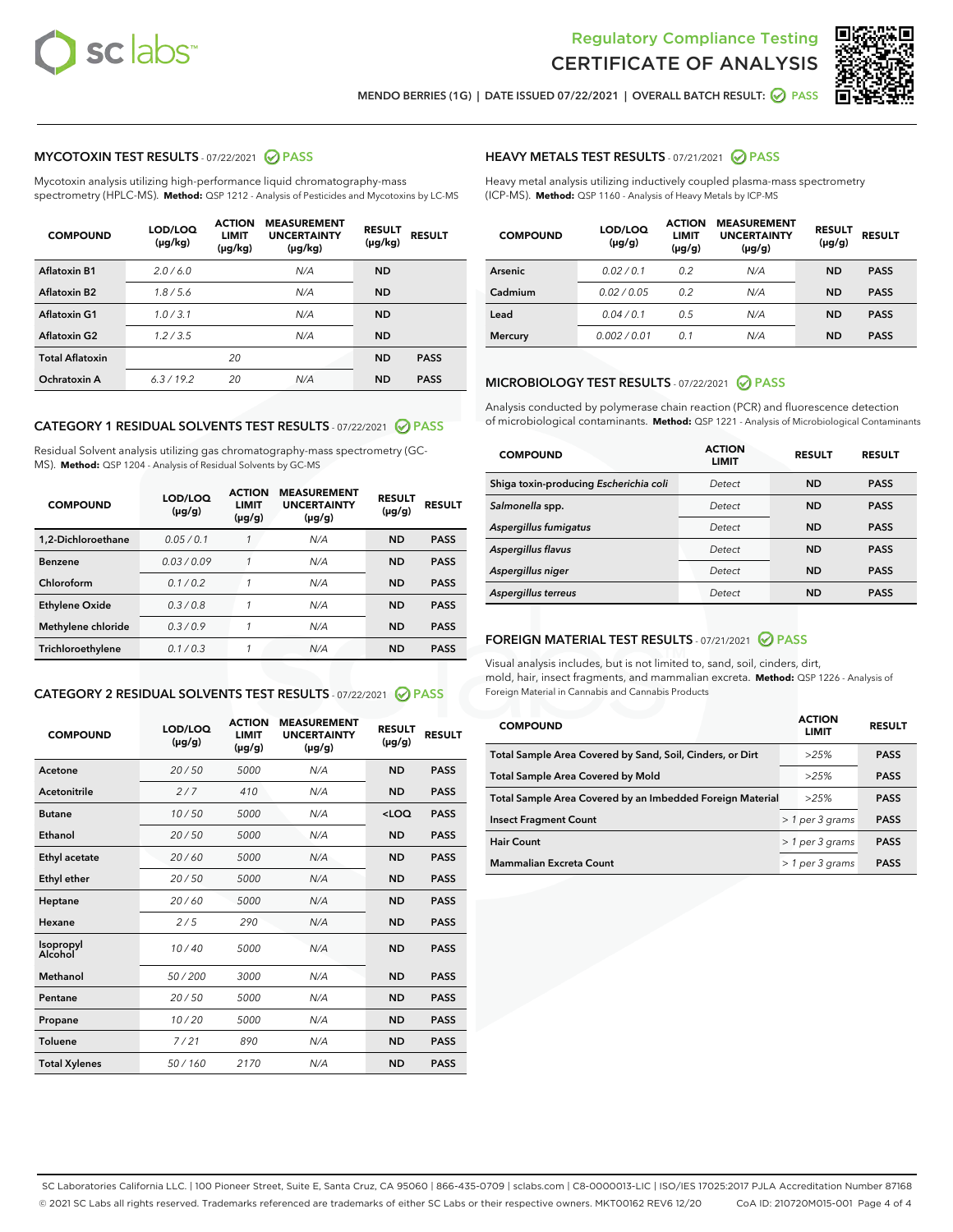Regulatory Compliance Testing
CERTIFICATE OF ANALYSIS

MENDO BERRIES (1G) | DATE ISSUED 07/22/2021 | OVERALL BATCH RESULT: PASS

## MYCOTOXIN TEST RESULTS - 07/22/2021 PASS

Mycotoxin analysis utilizing high-performance liquid chromatography-mass spectrometry (HPLC-MS). **Method:** QSP 1212 - Analysis of Pesticides and Mycotoxins by LC-MS

| COMPOUND | LOD/LOQ (µg/kg) | ACTION LIMIT (µg/kg) | MEASUREMENT UNCERTAINTY (µg/kg) | RESULT (µg/kg) | RESULT |
|---|---|---|---|---|---|
| Aflatoxin B1 | 2.0 / 6.0 | | N/A | ND | |
| Aflatoxin B2 | 1.8 / 5.6 | | N/A | ND | |
| Aflatoxin G1 | 1.0 / 3.1 | | N/A | ND | |
| Aflatoxin G2 | 1.2 / 3.5 | | N/A | ND | |
| Total Aflatoxin | | 20 | | ND | PASS |
| Ochratoxin A | 6.3 / 19.2 | 20 | N/A | ND | PASS |

## CATEGORY 1 RESIDUAL SOLVENTS TEST RESULTS - 07/22/2021 PASS

Residual Solvent analysis utilizing gas chromatography-mass spectrometry (GC-MS). **Method:** QSP 1204 - Analysis of Residual Solvents by GC-MS

| COMPOUND | LOD/LOQ (µg/g) | ACTION LIMIT (µg/g) | MEASUREMENT UNCERTAINTY (µg/g) | RESULT (µg/g) | RESULT |
|---|---|---|---|---|---|
| 1,2-Dichloroethane | 0.05 / 0.1 | 1 | N/A | ND | PASS |
| Benzene | 0.03 / 0.09 | 1 | N/A | ND | PASS |
| Chloroform | 0.1 / 0.2 | 1 | N/A | ND | PASS |
| Ethylene Oxide | 0.3 / 0.8 | 1 | N/A | ND | PASS |
| Methylene chloride | 0.3 / 0.9 | 1 | N/A | ND | PASS |
| Trichloroethylene | 0.1 / 0.3 | 1 | N/A | ND | PASS |

## CATEGORY 2 RESIDUAL SOLVENTS TEST RESULTS - 07/22/2021 PASS

| COMPOUND | LOD/LOQ (µg/g) | ACTION LIMIT (µg/g) | MEASUREMENT UNCERTAINTY (µg/g) | RESULT (µg/g) | RESULT |
|---|---|---|---|---|---|
| Acetone | 20 / 50 | 5000 | N/A | ND | PASS |
| Acetonitrile | 2 / 7 | 410 | N/A | ND | PASS |
| Butane | 10 / 50 | 5000 | N/A | <LOQ | PASS |
| Ethanol | 20 / 50 | 5000 | N/A | ND | PASS |
| Ethyl acetate | 20 / 60 | 5000 | N/A | ND | PASS |
| Ethyl ether | 20 / 50 | 5000 | N/A | ND | PASS |
| Heptane | 20 / 60 | 5000 | N/A | ND | PASS |
| Hexane | 2 / 5 | 290 | N/A | ND | PASS |
| Isopropyl Alcohol | 10 / 40 | 5000 | N/A | ND | PASS |
| Methanol | 50 / 200 | 3000 | N/A | ND | PASS |
| Pentane | 20 / 50 | 5000 | N/A | ND | PASS |
| Propane | 10 / 20 | 5000 | N/A | ND | PASS |
| Toluene | 7 / 21 | 890 | N/A | ND | PASS |
| Total Xylenes | 50 / 160 | 2170 | N/A | ND | PASS |

## HEAVY METALS TEST RESULTS - 07/21/2021 PASS

Heavy metal analysis utilizing inductively coupled plasma-mass spectrometry (ICP-MS). **Method:** QSP 1160 - Analysis of Heavy Metals by ICP-MS

| COMPOUND | LOD/LOQ (µg/g) | ACTION LIMIT (µg/g) | MEASUREMENT UNCERTAINTY (µg/g) | RESULT (µg/g) | RESULT |
|---|---|---|---|---|---|
| Arsenic | 0.02 / 0.1 | 0.2 | N/A | ND | PASS |
| Cadmium | 0.02 / 0.05 | 0.2 | N/A | ND | PASS |
| Lead | 0.04 / 0.1 | 0.5 | N/A | ND | PASS |
| Mercury | 0.002 / 0.01 | 0.1 | N/A | ND | PASS |

## MICROBIOLOGY TEST RESULTS - 07/22/2021 PASS

Analysis conducted by polymerase chain reaction (PCR) and fluorescence detection of microbiological contaminants. **Method:** QSP 1221 - Analysis of Microbiological Contaminants

| COMPOUND | ACTION LIMIT | RESULT | RESULT |
|---|---|---|---|
| Shiga toxin-producing *Escherichia coli* | Detect | ND | PASS |
| *Salmonella* spp. | Detect | ND | PASS |
| *Aspergillus fumigatus* | Detect | ND | PASS |
| *Aspergillus flavus* | Detect | ND | PASS |
| *Aspergillus niger* | Detect | ND | PASS |
| *Aspergillus terreus* | Detect | ND | PASS |

## FOREIGN MATERIAL TEST RESULTS - 07/21/2021 PASS

Visual analysis includes, but is not limited to, sand, soil, cinders, dirt, mold, hair, insect fragments, and mammalian excreta. **Method:** QSP 1226 - Analysis of Foreign Material in Cannabis and Cannabis Products

| COMPOUND | ACTION LIMIT | RESULT |
|---|---|---|
| Total Sample Area Covered by Sand, Soil, Cinders, or Dirt | >25% | PASS |
| Total Sample Area Covered by Mold | >25% | PASS |
| Total Sample Area Covered by an Imbedded Foreign Material | >25% | PASS |
| Insect Fragment Count | > 1 per 3 grams | PASS |
| Hair Count | > 1 per 3 grams | PASS |
| Mammalian Excreta Count | > 1 per 3 grams | PASS |

SC Laboratories California LLC. | 100 Pioneer Street, Suite E, Santa Cruz, CA 95060 | 866-435-0709 | sclabs.com | C8-0000013-LIC | ISO/IES 17025:2017 PJLA Accreditation Number 87168
© 2021 SC Labs all rights reserved. Trademarks referenced are trademarks of either SC Labs or their respective owners. MKT00162 REV6 12/20 CoA ID: 210720M015-001